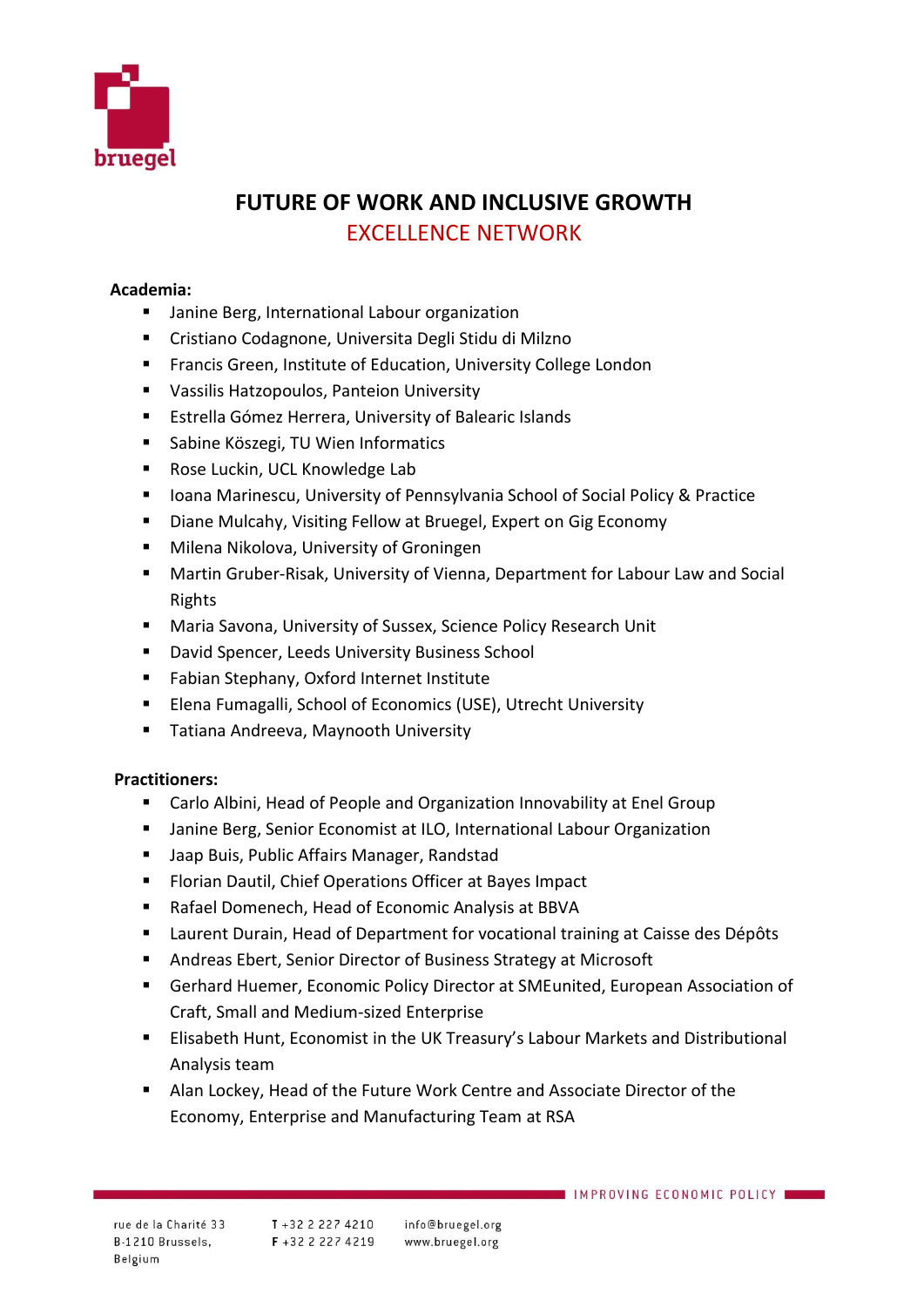# FUTURE OF WORK AND INCLUSIVE GROWTH

## EXCELLENCE NETWORK

**Academia:**

- Janine Berg, International Labour organization
- Cristiano Codagnone, Universita Degli Stidu di Milzno
- Francis Green, Institute of Education, University College London
- Vassilis Hatzopoulos, Panteion University
- Estrella Gómez Herrera, University of Balearic Islands
- Sabine Köszegi, TU Wien Informatics
- Rose Luckin, UCL Knowledge Lab
- Ioana Marinescu, University of Pennsylvania School of Social Policy & Practice
- Diane Mulcahy, Visiting Fellow at Bruegel, Expert on Gig Economy
- Milena Nikolova, University of Groningen
- Martin Gruber-Risak, University of Vienna, Department for Labour Law and Social Rights
- Maria Savona, University of Sussex, Science Policy Research Unit
- David Spencer, Leeds University Business School
- Fabian Stephany, Oxford Internet Institute
- Elena Fumagalli, School of Economics (USE), Utrecht University
- Tatiana Andreeva, Maynooth University

**Practitioners:**

- Carlo Albini, Head of People and Organization Innovability at Enel Group
- Janine Berg, Senior Economist at ILO, International Labour Organization
- Jaap Buis, Public Affairs Manager, Randstad
- Florian Dautil, Chief Operations Officer at Bayes Impact
- Rafael Domenech, Head of Economic Analysis at BBVA
- Laurent Durain, Head of Department for vocational training at Caisse des Dépôts
- Andreas Ebert, Senior Director of Business Strategy at Microsoft
- Gerhard Huemer, Economic Policy Director at SMEunited, European Association of Craft, Small and Medium-sized Enterprise
- Elisabeth Hunt, Economist in the UK Treasury's Labour Markets and Distributional Analysis team
- Alan Lockey, Head of the Future Work Centre and Associate Director of the Economy, Enterprise and Manufacturing Team at RSA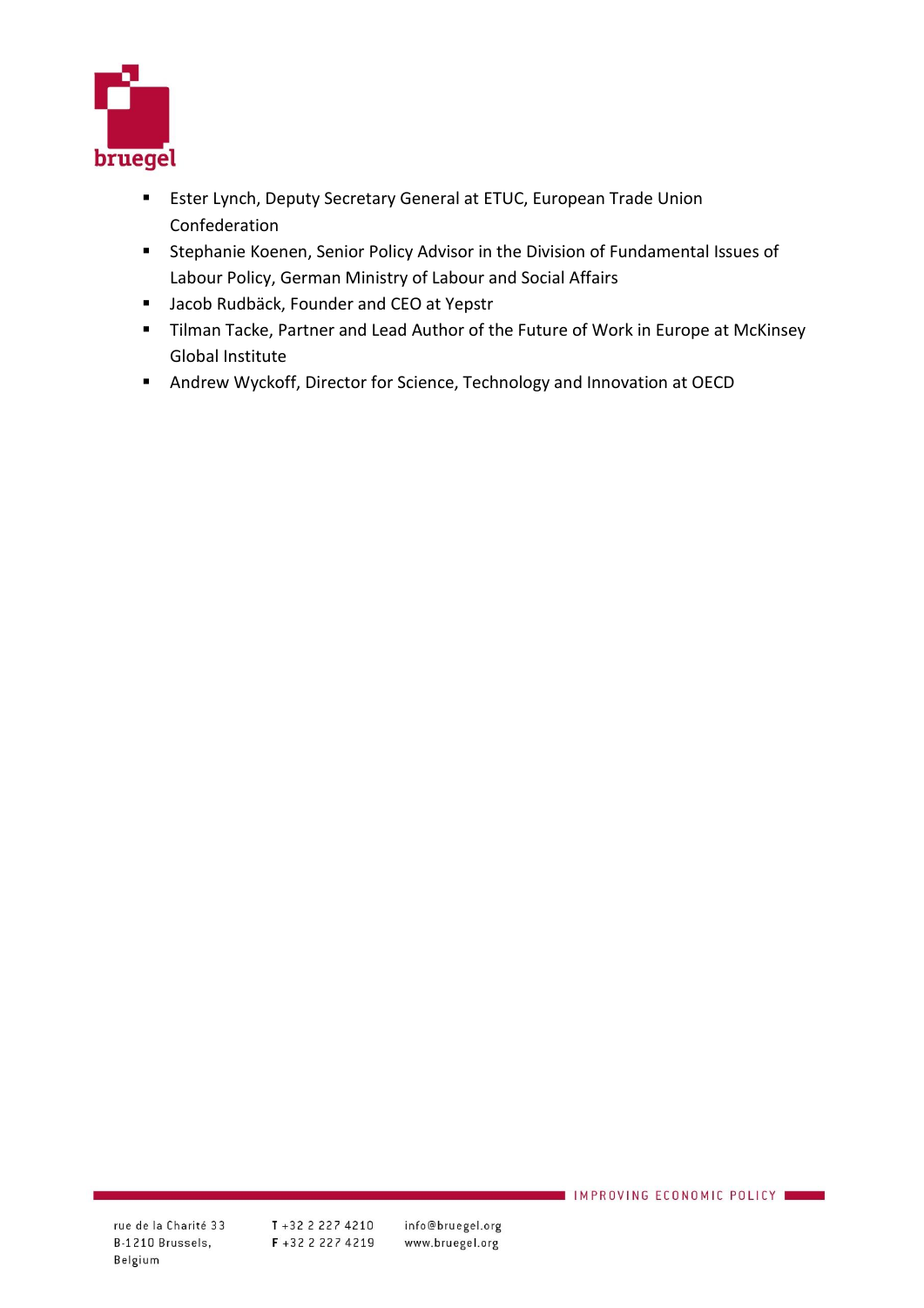- Ester Lynch, Deputy Secretary General at ETUC, European Trade Union Confederation
- Stephanie Koenen, Senior Policy Advisor in the Division of Fundamental Issues of Labour Policy, German Ministry of Labour and Social Affairs
- Jacob Rudbäck, Founder and CEO at Yepstr
- Tilman Tacke, Partner and Lead Author of the Future of Work in Europe at McKinsey Global Institute
- Andrew Wyckoff, Director for Science, Technology and Innovation at OECD